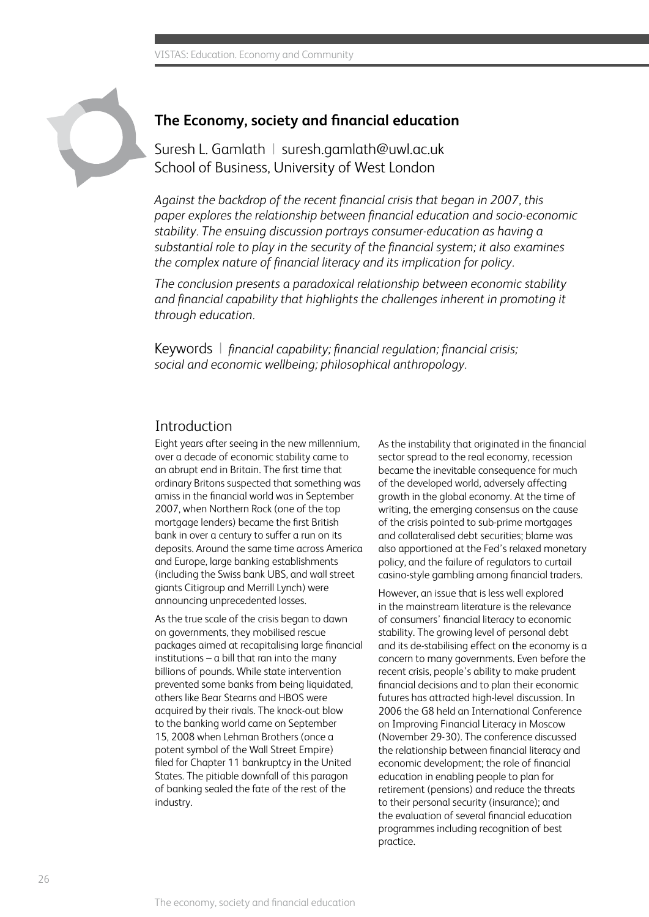# The Economy, society and financial education

Suresh L. Gamlath | suresh.gamlath@uwl.ac.uk
School of Business, University of West London

*Against the backdrop of the recent financial crisis that began in 2007, this paper explores the relationship between financial education and socio-economic stability. The ensuing discussion portrays consumer-education as having a substantial role to play in the security of the financial system; it also examines the complex nature of financial literacy and its implication for policy.*

*The conclusion presents a paradoxical relationship between economic stability and financial capability that highlights the challenges inherent in promoting it through education.*

Keywords | *financial capability; financial regulation; financial crisis; social and economic wellbeing; philosophical anthropology.*

## Introduction

Eight years after seeing in the new millennium, over a decade of economic stability came to an abrupt end in Britain. The first time that ordinary Britons suspected that something was amiss in the financial world was in September 2007, when Northern Rock (one of the top mortgage lenders) became the first British bank in over a century to suffer a run on its deposits. Around the same time across America and Europe, large banking establishments (including the Swiss bank UBS, and wall street giants Citigroup and Merrill Lynch) were announcing unprecedented losses.

As the true scale of the crisis began to dawn on governments, they mobilised rescue packages aimed at recapitalising large financial institutions – a bill that ran into the many billions of pounds. While state intervention prevented some banks from being liquidated, others like Bear Stearns and HBOS were acquired by their rivals. The knock-out blow to the banking world came on September 15, 2008 when Lehman Brothers (once a potent symbol of the Wall Street Empire) filed for Chapter 11 bankruptcy in the United States. The pitiable downfall of this paragon of banking sealed the fate of the rest of the industry.

As the instability that originated in the financial sector spread to the real economy, recession became the inevitable consequence for much of the developed world, adversely affecting growth in the global economy. At the time of writing, the emerging consensus on the cause of the crisis pointed to sub-prime mortgages and collateralised debt securities; blame was also apportioned at the Fed's relaxed monetary policy, and the failure of regulators to curtail casino-style gambling among financial traders.

However, an issue that is less well explored in the mainstream literature is the relevance of consumers' financial literacy to economic stability. The growing level of personal debt and its de-stabilising effect on the economy is a concern to many governments. Even before the recent crisis, people's ability to make prudent financial decisions and to plan their economic futures has attracted high-level discussion. In 2006 the G8 held an International Conference on Improving Financial Literacy in Moscow (November 29-30). The conference discussed the relationship between financial literacy and economic development; the role of financial education in enabling people to plan for retirement (pensions) and reduce the threats to their personal security (insurance); and the evaluation of several financial education programmes including recognition of best practice.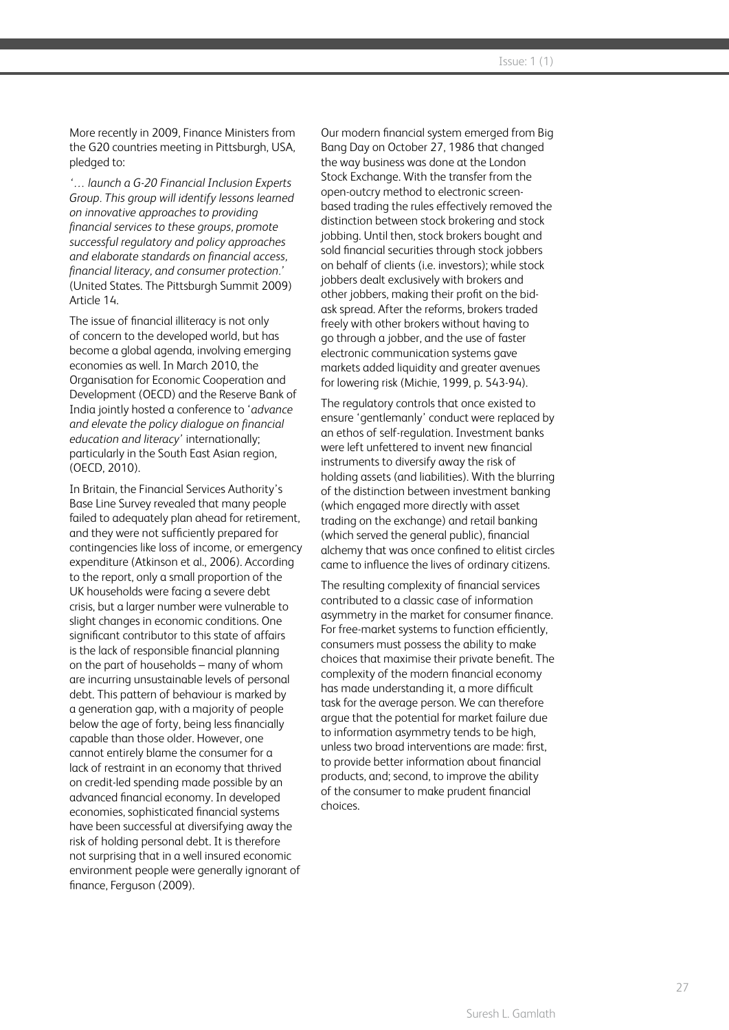More recently in 2009, Finance Ministers from the G20 countries meeting in Pittsburgh, USA, pledged to:

*'… launch a G-20 Financial Inclusion Experts Group. This group will identify lessons learned on innovative approaches to providing financial services to these groups, promote successful regulatory and policy approaches and elaborate standards on financial access, financial literacy, and consumer protection.'* (United States. The Pittsburgh Summit 2009) Article 14.

The issue of financial illiteracy is not only of concern to the developed world, but has become a global agenda, involving emerging economies as well. In March 2010, the Organisation for Economic Cooperation and Development (OECD) and the Reserve Bank of India jointly hosted a conference to '*advance and elevate the policy dialogue on financial education and literacy*' internationally; particularly in the South East Asian region, (OECD, 2010).

In Britain, the Financial Services Authority's Base Line Survey revealed that many people failed to adequately plan ahead for retirement, and they were not sufficiently prepared for contingencies like loss of income, or emergency expenditure (Atkinson et al., 2006). According to the report, only a small proportion of the UK households were facing a severe debt crisis, but a larger number were vulnerable to slight changes in economic conditions. One significant contributor to this state of affairs is the lack of responsible financial planning on the part of households – many of whom are incurring unsustainable levels of personal debt. This pattern of behaviour is marked by a generation gap, with a majority of people below the age of forty, being less financially capable than those older. However, one cannot entirely blame the consumer for a lack of restraint in an economy that thrived on credit-led spending made possible by an advanced financial economy. In developed economies, sophisticated financial systems have been successful at diversifying away the risk of holding personal debt. It is therefore not surprising that in a well insured economic environment people were generally ignorant of finance, Ferguson (2009).

Our modern financial system emerged from Big Bang Day on October 27, 1986 that changed the way business was done at the London Stock Exchange. With the transfer from the open-outcry method to electronic screen-based trading the rules effectively removed the distinction between stock brokering and stock jobbing. Until then, stock brokers bought and sold financial securities through stock jobbers on behalf of clients (i.e. investors); while stock jobbers dealt exclusively with brokers and other jobbers, making their profit on the bid-ask spread. After the reforms, brokers traded freely with other brokers without having to go through a jobber, and the use of faster electronic communication systems gave markets added liquidity and greater avenues for lowering risk (Michie, 1999, p. 543-94).

The regulatory controls that once existed to ensure 'gentlemanly' conduct were replaced by an ethos of self-regulation. Investment banks were left unfettered to invent new financial instruments to diversify away the risk of holding assets (and liabilities). With the blurring of the distinction between investment banking (which engaged more directly with asset trading on the exchange) and retail banking (which served the general public), financial alchemy that was once confined to elitist circles came to influence the lives of ordinary citizens.

The resulting complexity of financial services contributed to a classic case of information asymmetry in the market for consumer finance. For free-market systems to function efficiently, consumers must possess the ability to make choices that maximise their private benefit. The complexity of the modern financial economy has made understanding it, a more difficult task for the average person. We can therefore argue that the potential for market failure due to information asymmetry tends to be high, unless two broad interventions are made: first, to provide better information about financial products, and; second, to improve the ability of the consumer to make prudent financial choices.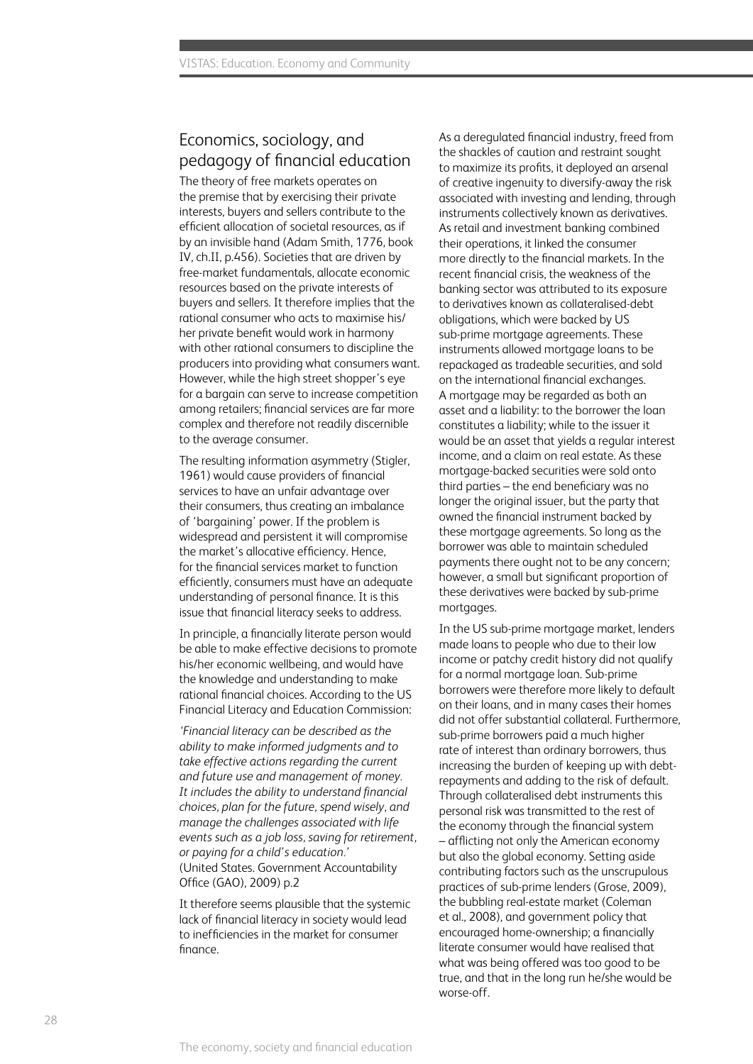## Economics, sociology, and pedagogy of financial education

The theory of free markets operates on the premise that by exercising their private interests, buyers and sellers contribute to the efficient allocation of societal resources, as if by an invisible hand (Adam Smith, 1776, book IV, ch.II, p.456). Societies that are driven by free-market fundamentals, allocate economic resources based on the private interests of buyers and sellers. It therefore implies that the rational consumer who acts to maximise his/her private benefit would work in harmony with other rational consumers to discipline the producers into providing what consumers want. However, while the high street shopper's eye for a bargain can serve to increase competition among retailers; financial services are far more complex and therefore not readily discernible to the average consumer.

The resulting information asymmetry (Stigler, 1961) would cause providers of financial services to have an unfair advantage over their consumers, thus creating an imbalance of 'bargaining' power. If the problem is widespread and persistent it will compromise the market's allocative efficiency. Hence, for the financial services market to function efficiently, consumers must have an adequate understanding of personal finance. It is this issue that financial literacy seeks to address.

In principle, a financially literate person would be able to make effective decisions to promote his/her economic wellbeing, and would have the knowledge and understanding to make rational financial choices. According to the US Financial Literacy and Education Commission:

*'Financial literacy can be described as the ability to make informed judgments and to take effective actions regarding the current and future use and management of money. It includes the ability to understand financial choices, plan for the future, spend wisely, and manage the challenges associated with life events such as a job loss, saving for retirement, or paying for a child's education.'*
(United States. Government Accountability Office (GAO), 2009) p.2

It therefore seems plausible that the systemic lack of financial literacy in society would lead to inefficiencies in the market for consumer finance.

As a deregulated financial industry, freed from the shackles of caution and restraint sought to maximize its profits, it deployed an arsenal of creative ingenuity to diversify-away the risk associated with investing and lending, through instruments collectively known as derivatives. As retail and investment banking combined their operations, it linked the consumer more directly to the financial markets. In the recent financial crisis, the weakness of the banking sector was attributed to its exposure to derivatives known as collateralised-debt obligations, which were backed by US sub-prime mortgage agreements. These instruments allowed mortgage loans to be repackaged as tradeable securities, and sold on the international financial exchanges. A mortgage may be regarded as both an asset and a liability: to the borrower the loan constitutes a liability; while to the issuer it would be an asset that yields a regular interest income, and a claim on real estate. As these mortgage-backed securities were sold onto third parties – the end beneficiary was no longer the original issuer, but the party that owned the financial instrument backed by these mortgage agreements. So long as the borrower was able to maintain scheduled payments there ought not to be any concern; however, a small but significant proportion of these derivatives were backed by sub-prime mortgages.

In the US sub-prime mortgage market, lenders made loans to people who due to their low income or patchy credit history did not qualify for a normal mortgage loan. Sub-prime borrowers were therefore more likely to default on their loans, and in many cases their homes did not offer substantial collateral. Furthermore, sub-prime borrowers paid a much higher rate of interest than ordinary borrowers, thus increasing the burden of keeping up with debt-repayments and adding to the risk of default. Through collateralised debt instruments this personal risk was transmitted to the rest of the economy through the financial system – afflicting not only the American economy but also the global economy. Setting aside contributing factors such as the unscrupulous practices of sub-prime lenders (Grose, 2009), the bubbling real-estate market (Coleman et al., 2008), and government policy that encouraged home-ownership; a financially literate consumer would have realised that what was being offered was too good to be true, and that in the long run he/she would be worse-off.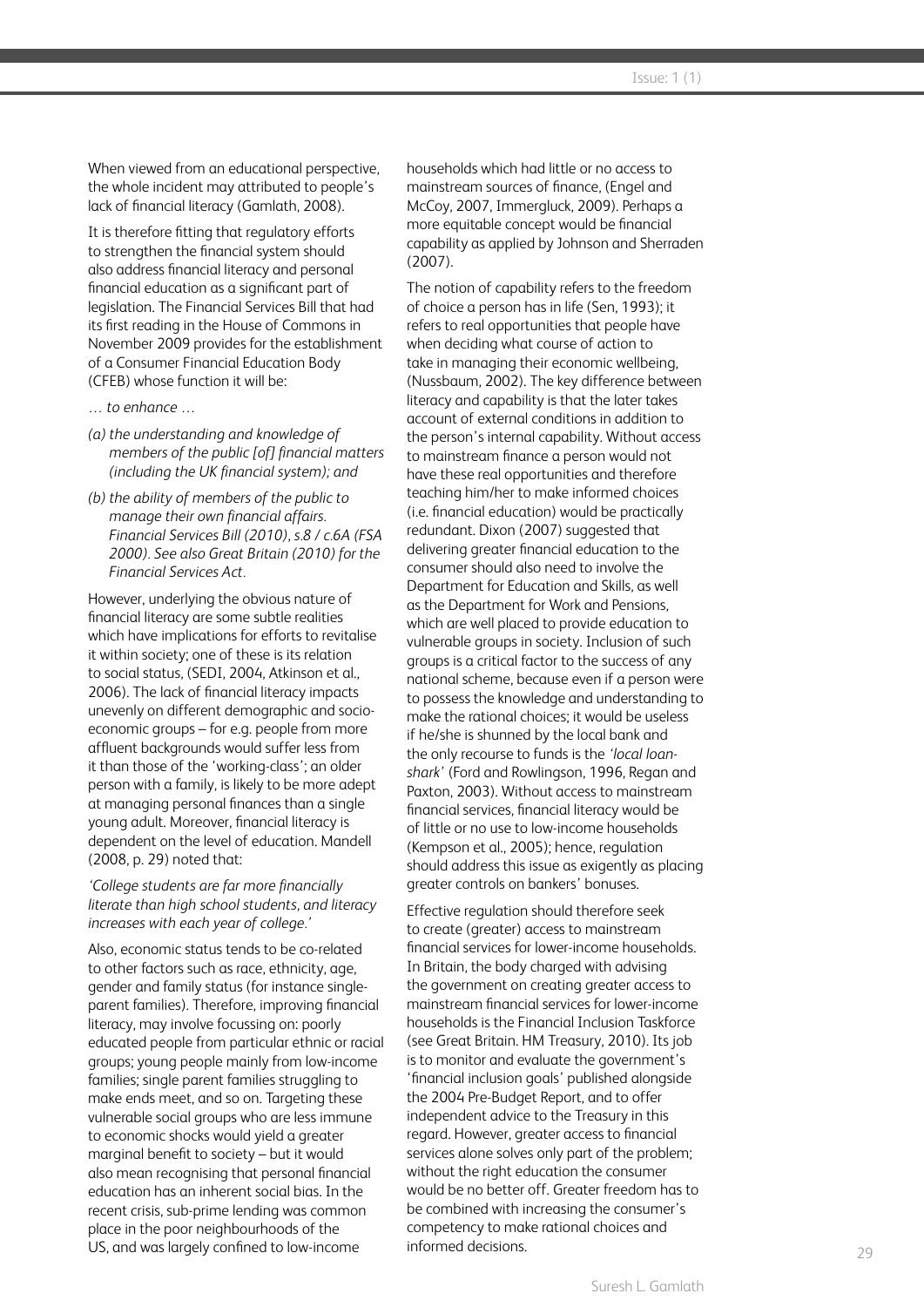When viewed from an educational perspective, the whole incident may attributed to people's lack of financial literacy (Gamlath, 2008).

It is therefore fitting that regulatory efforts to strengthen the financial system should also address financial literacy and personal financial education as a significant part of legislation. The Financial Services Bill that had its first reading in the House of Commons in November 2009 provides for the establishment of a Consumer Financial Education Body (CFEB) whose function it will be:

*… to enhance …*

*(a) the understanding and knowledge of members of the public [of] financial matters (including the UK financial system); and*

*(b) the ability of members of the public to manage their own financial affairs. Financial Services Bill (2010), s.8 / c.6A (FSA 2000). See also Great Britain (2010) for the Financial Services Act.*

However, underlying the obvious nature of financial literacy are some subtle realities which have implications for efforts to revitalise it within society; one of these is its relation to social status, (SEDI, 2004, Atkinson et al., 2006). The lack of financial literacy impacts unevenly on different demographic and socio-economic groups – for e.g. people from more affluent backgrounds would suffer less from it than those of the 'working-class'; an older person with a family, is likely to be more adept at managing personal finances than a single young adult. Moreover, financial literacy is dependent on the level of education. Mandell (2008, p. 29) noted that:

*'College students are far more financially literate than high school students, and literacy increases with each year of college.'*

Also, economic status tends to be co-related to other factors such as race, ethnicity, age, gender and family status (for instance single-parent families). Therefore, improving financial literacy, may involve focussing on: poorly educated people from particular ethnic or racial groups; young people mainly from low-income families; single parent families struggling to make ends meet, and so on. Targeting these vulnerable social groups who are less immune to economic shocks would yield a greater marginal benefit to society – but it would also mean recognising that personal financial education has an inherent social bias. In the recent crisis, sub-prime lending was common place in the poor neighbourhoods of the US, and was largely confined to low-income households which had little or no access to mainstream sources of finance, (Engel and McCoy, 2007, Immergluck, 2009). Perhaps a more equitable concept would be financial capability as applied by Johnson and Sherraden (2007).

The notion of capability refers to the freedom of choice a person has in life (Sen, 1993); it refers to real opportunities that people have when deciding what course of action to take in managing their economic wellbeing, (Nussbaum, 2002). The key difference between literacy and capability is that the later takes account of external conditions in addition to the person's internal capability. Without access to mainstream finance a person would not have these real opportunities and therefore teaching him/her to make informed choices (i.e. financial education) would be practically redundant. Dixon (2007) suggested that delivering greater financial education to the consumer should also need to involve the Department for Education and Skills, as well as the Department for Work and Pensions, which are well placed to provide education to vulnerable groups in society. Inclusion of such groups is a critical factor to the success of any national scheme, because even if a person were to possess the knowledge and understanding to make the rational choices; it would be useless if he/she is shunned by the local bank and the only recourse to funds is the *'local loan-shark'* (Ford and Rowlingson, 1996, Regan and Paxton, 2003). Without access to mainstream financial services, financial literacy would be of little or no use to low-income households (Kempson et al., 2005); hence, regulation should address this issue as exigently as placing greater controls on bankers' bonuses.

Effective regulation should therefore seek to create (greater) access to mainstream financial services for lower-income households. In Britain, the body charged with advising the government on creating greater access to mainstream financial services for lower-income households is the Financial Inclusion Taskforce (see Great Britain. HM Treasury, 2010). Its job is to monitor and evaluate the government's 'financial inclusion goals' published alongside the 2004 Pre-Budget Report, and to offer independent advice to the Treasury in this regard. However, greater access to financial services alone solves only part of the problem; without the right education the consumer would be no better off. Greater freedom has to be combined with increasing the consumer's competency to make rational choices and informed decisions.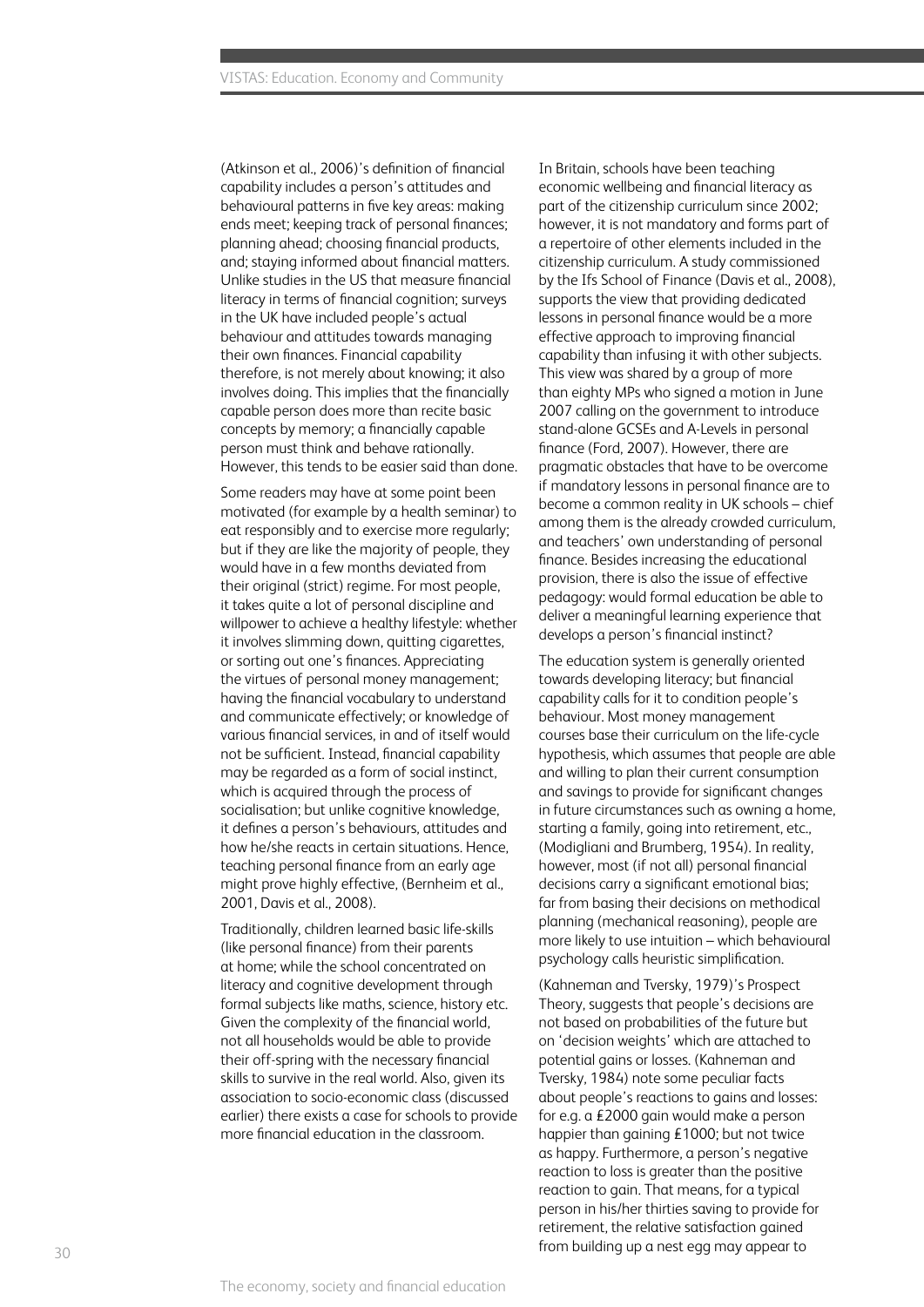(Atkinson et al., 2006)'s definition of financial capability includes a person's attitudes and behavioural patterns in five key areas: making ends meet; keeping track of personal finances; planning ahead; choosing financial products, and; staying informed about financial matters. Unlike studies in the US that measure financial literacy in terms of financial cognition; surveys in the UK have included people's actual behaviour and attitudes towards managing their own finances. Financial capability therefore, is not merely about knowing; it also involves doing. This implies that the financially capable person does more than recite basic concepts by memory; a financially capable person must think and behave rationally. However, this tends to be easier said than done.

Some readers may have at some point been motivated (for example by a health seminar) to eat responsibly and to exercise more regularly; but if they are like the majority of people, they would have in a few months deviated from their original (strict) regime. For most people, it takes quite a lot of personal discipline and willpower to achieve a healthy lifestyle: whether it involves slimming down, quitting cigarettes, or sorting out one's finances. Appreciating the virtues of personal money management; having the financial vocabulary to understand and communicate effectively; or knowledge of various financial services, in and of itself would not be sufficient. Instead, financial capability may be regarded as a form of social instinct, which is acquired through the process of socialisation; but unlike cognitive knowledge, it defines a person's behaviours, attitudes and how he/she reacts in certain situations. Hence, teaching personal finance from an early age might prove highly effective, (Bernheim et al., 2001, Davis et al., 2008).

Traditionally, children learned basic life-skills (like personal finance) from their parents at home; while the school concentrated on literacy and cognitive development through formal subjects like maths, science, history etc. Given the complexity of the financial world, not all households would be able to provide their off-spring with the necessary financial skills to survive in the real world. Also, given its association to socio-economic class (discussed earlier) there exists a case for schools to provide more financial education in the classroom.

In Britain, schools have been teaching economic wellbeing and financial literacy as part of the citizenship curriculum since 2002; however, it is not mandatory and forms part of a repertoire of other elements included in the citizenship curriculum. A study commissioned by the Ifs School of Finance (Davis et al., 2008), supports the view that providing dedicated lessons in personal finance would be a more effective approach to improving financial capability than infusing it with other subjects. This view was shared by a group of more than eighty MPs who signed a motion in June 2007 calling on the government to introduce stand-alone GCSEs and A-Levels in personal finance (Ford, 2007). However, there are pragmatic obstacles that have to be overcome if mandatory lessons in personal finance are to become a common reality in UK schools – chief among them is the already crowded curriculum, and teachers' own understanding of personal finance. Besides increasing the educational provision, there is also the issue of effective pedagogy: would formal education be able to deliver a meaningful learning experience that develops a person's financial instinct?

The education system is generally oriented towards developing literacy; but financial capability calls for it to condition people's behaviour. Most money management courses base their curriculum on the life-cycle hypothesis, which assumes that people are able and willing to plan their current consumption and savings to provide for significant changes in future circumstances such as owning a home, starting a family, going into retirement, etc., (Modigliani and Brumberg, 1954). In reality, however, most (if not all) personal financial decisions carry a significant emotional bias; far from basing their decisions on methodical planning (mechanical reasoning), people are more likely to use intuition – which behavioural psychology calls heuristic simplification.

(Kahneman and Tversky, 1979)'s Prospect Theory, suggests that people's decisions are not based on probabilities of the future but on 'decision weights' which are attached to potential gains or losses. (Kahneman and Tversky, 1984) note some peculiar facts about people's reactions to gains and losses: for e.g. a £2000 gain would make a person happier than gaining £1000; but not twice as happy. Furthermore, a person's negative reaction to loss is greater than the positive reaction to gain. That means, for a typical person in his/her thirties saving to provide for retirement, the relative satisfaction gained from building up a nest egg may appear to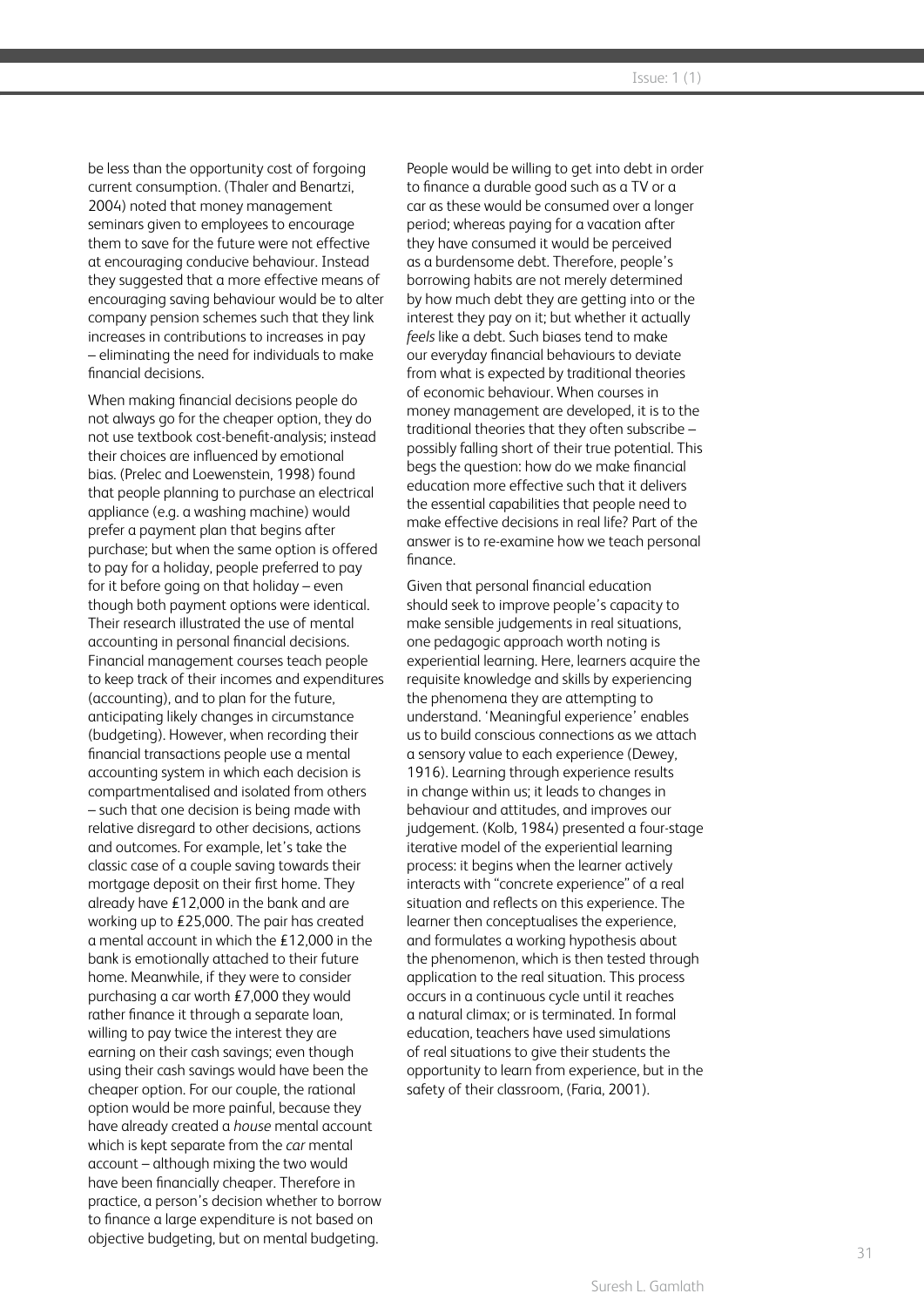be less than the opportunity cost of forgoing current consumption. (Thaler and Benartzi, 2004) noted that money management seminars given to employees to encourage them to save for the future were not effective at encouraging conducive behaviour. Instead they suggested that a more effective means of encouraging saving behaviour would be to alter company pension schemes such that they link increases in contributions to increases in pay – eliminating the need for individuals to make financial decisions.

When making financial decisions people do not always go for the cheaper option, they do not use textbook cost-benefit-analysis; instead their choices are influenced by emotional bias. (Prelec and Loewenstein, 1998) found that people planning to purchase an electrical appliance (e.g. a washing machine) would prefer a payment plan that begins after purchase; but when the same option is offered to pay for a holiday, people preferred to pay for it before going on that holiday – even though both payment options were identical. Their research illustrated the use of mental accounting in personal financial decisions. Financial management courses teach people to keep track of their incomes and expenditures (accounting), and to plan for the future, anticipating likely changes in circumstance (budgeting). However, when recording their financial transactions people use a mental accounting system in which each decision is compartmentalised and isolated from others – such that one decision is being made with relative disregard to other decisions, actions and outcomes. For example, let's take the classic case of a couple saving towards their mortgage deposit on their first home. They already have £12,000 in the bank and are working up to £25,000. The pair has created a mental account in which the £12,000 in the bank is emotionally attached to their future home. Meanwhile, if they were to consider purchasing a car worth £7,000 they would rather finance it through a separate loan, willing to pay twice the interest they are earning on their cash savings; even though using their cash savings would have been the cheaper option. For our couple, the rational option would be more painful, because they have already created a *house* mental account which is kept separate from the *car* mental account – although mixing the two would have been financially cheaper. Therefore in practice, a person's decision whether to borrow to finance a large expenditure is not based on objective budgeting, but on mental budgeting.

People would be willing to get into debt in order to finance a durable good such as a TV or a car as these would be consumed over a longer period; whereas paying for a vacation after they have consumed it would be perceived as a burdensome debt. Therefore, people's borrowing habits are not merely determined by how much debt they are getting into or the interest they pay on it; but whether it actually *feels* like a debt. Such biases tend to make our everyday financial behaviours to deviate from what is expected by traditional theories of economic behaviour. When courses in money management are developed, it is to the traditional theories that they often subscribe – possibly falling short of their true potential. This begs the question: how do we make financial education more effective such that it delivers the essential capabilities that people need to make effective decisions in real life? Part of the answer is to re-examine how we teach personal finance.

Given that personal financial education should seek to improve people's capacity to make sensible judgements in real situations, one pedagogic approach worth noting is experiential learning. Here, learners acquire the requisite knowledge and skills by experiencing the phenomena they are attempting to understand. 'Meaningful experience' enables us to build conscious connections as we attach a sensory value to each experience (Dewey, 1916). Learning through experience results in change within us; it leads to changes in behaviour and attitudes, and improves our judgement. (Kolb, 1984) presented a four-stage iterative model of the experiential learning process: it begins when the learner actively interacts with "concrete experience" of a real situation and reflects on this experience. The learner then conceptualises the experience, and formulates a working hypothesis about the phenomenon, which is then tested through application to the real situation. This process occurs in a continuous cycle until it reaches a natural climax; or is terminated. In formal education, teachers have used simulations of real situations to give their students the opportunity to learn from experience, but in the safety of their classroom, (Faria, 2001).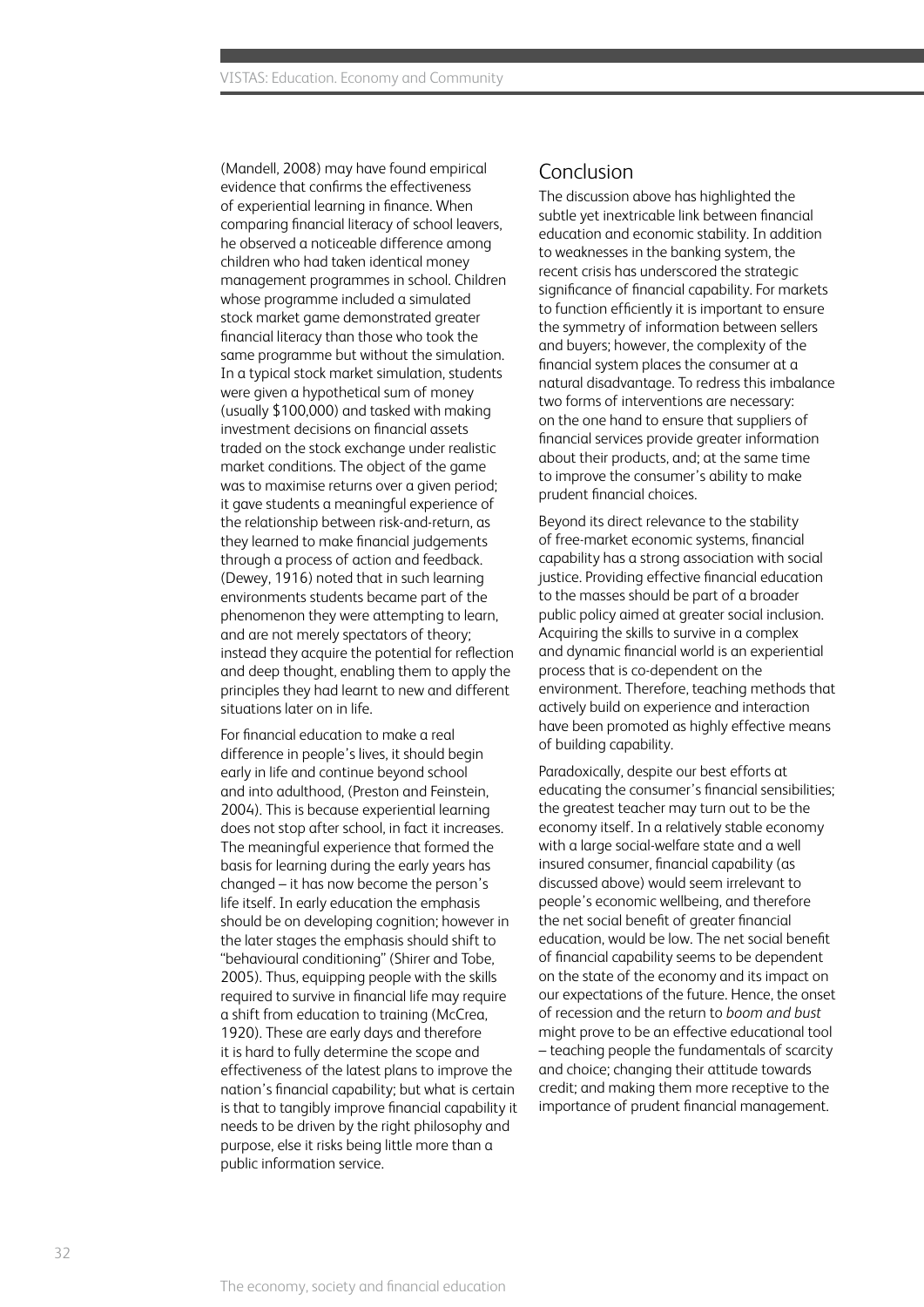(Mandell, 2008) may have found empirical evidence that confirms the effectiveness of experiential learning in finance. When comparing financial literacy of school leavers, he observed a noticeable difference among children who had taken identical money management programmes in school. Children whose programme included a simulated stock market game demonstrated greater financial literacy than those who took the same programme but without the simulation. In a typical stock market simulation, students were given a hypothetical sum of money (usually $100,000) and tasked with making investment decisions on financial assets traded on the stock exchange under realistic market conditions. The object of the game was to maximise returns over a given period; it gave students a meaningful experience of the relationship between risk-and-return, as they learned to make financial judgements through a process of action and feedback. (Dewey, 1916) noted that in such learning environments students became part of the phenomenon they were attempting to learn, and are not merely spectators of theory; instead they acquire the potential for reflection and deep thought, enabling them to apply the principles they had learnt to new and different situations later on in life.

For financial education to make a real difference in people's lives, it should begin early in life and continue beyond school and into adulthood, (Preston and Feinstein, 2004). This is because experiential learning does not stop after school, in fact it increases. The meaningful experience that formed the basis for learning during the early years has changed – it has now become the person's life itself. In early education the emphasis should be on developing cognition; however in the later stages the emphasis should shift to "behavioural conditioning" (Shirer and Tobe, 2005). Thus, equipping people with the skills required to survive in financial life may require a shift from education to training (McCrea, 1920). These are early days and therefore it is hard to fully determine the scope and effectiveness of the latest plans to improve the nation's financial capability; but what is certain is that to tangibly improve financial capability it needs to be driven by the right philosophy and purpose, else it risks being little more than a public information service.

## Conclusion

The discussion above has highlighted the subtle yet inextricable link between financial education and economic stability. In addition to weaknesses in the banking system, the recent crisis has underscored the strategic significance of financial capability. For markets to function efficiently it is important to ensure the symmetry of information between sellers and buyers; however, the complexity of the financial system places the consumer at a natural disadvantage. To redress this imbalance two forms of interventions are necessary: on the one hand to ensure that suppliers of financial services provide greater information about their products, and; at the same time to improve the consumer's ability to make prudent financial choices.

Beyond its direct relevance to the stability of free-market economic systems, financial capability has a strong association with social justice. Providing effective financial education to the masses should be part of a broader public policy aimed at greater social inclusion. Acquiring the skills to survive in a complex and dynamic financial world is an experiential process that is co-dependent on the environment. Therefore, teaching methods that actively build on experience and interaction have been promoted as highly effective means of building capability.

Paradoxically, despite our best efforts at educating the consumer's financial sensibilities; the greatest teacher may turn out to be the economy itself. In a relatively stable economy with a large social-welfare state and a well insured consumer, financial capability (as discussed above) would seem irrelevant to people's economic wellbeing, and therefore the net social benefit of greater financial education, would be low. The net social benefit of financial capability seems to be dependent on the state of the economy and its impact on our expectations of the future. Hence, the onset of recession and the return to *boom and bust* might prove to be an effective educational tool – teaching people the fundamentals of scarcity and choice; changing their attitude towards credit; and making them more receptive to the importance of prudent financial management.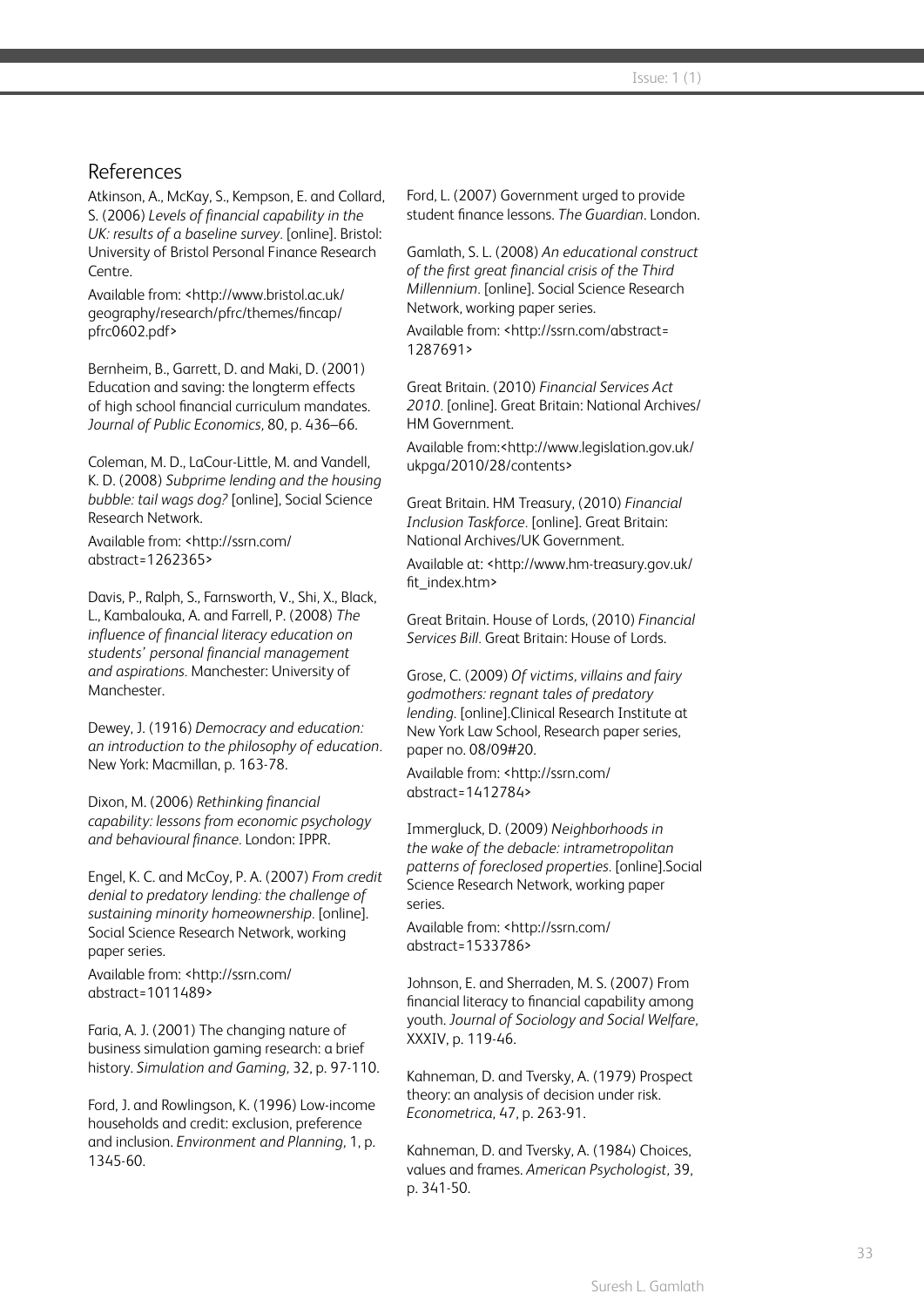## References

Atkinson, A., McKay, S., Kempson, E. and Collard, S. (2006) *Levels of financial capability in the UK: results of a baseline survey*. [online]. Bristol: University of Bristol Personal Finance Research Centre.

Available from: <http://www.bristol.ac.uk/geography/research/pfrc/themes/fincap/pfrc0602.pdf>

Bernheim, B., Garrett, D. and Maki, D. (2001) Education and saving: the longterm effects of high school financial curriculum mandates. *Journal of Public Economics*, 80, p. 436–66.

Coleman, M. D., LaCour-Little, M. and Vandell, K. D. (2008) *Subprime lending and the housing bubble: tail wags dog?* [online], Social Science Research Network.

Available from: <http://ssrn.com/abstract=1262365>

Davis, P., Ralph, S., Farnsworth, V., Shi, X., Black, L., Kambalouka, A. and Farrell, P. (2008) *The influence of financial literacy education on students' personal financial management and aspirations*. Manchester: University of Manchester.

Dewey, J. (1916) *Democracy and education: an introduction to the philosophy of education*. New York: Macmillan, p. 163-78.

Dixon, M. (2006) *Rethinking financial capability: lessons from economic psychology and behavioural finance*. London: IPPR.

Engel, K. C. and McCoy, P. A. (2007) *From credit denial to predatory lending: the challenge of sustaining minority homeownership*. [online]. Social Science Research Network, working paper series.

Available from: <http://ssrn.com/abstract=1011489>

Faria, A. J. (2001) The changing nature of business simulation gaming research: a brief history. *Simulation and Gaming*, 32, p. 97-110.

Ford, J. and Rowlingson, K. (1996) Low-income households and credit: exclusion, preference and inclusion. *Environment and Planning*, 1, p. 1345-60.

Ford, L. (2007) Government urged to provide student finance lessons. *The Guardian*. London.

Gamlath, S. L. (2008) *An educational construct of the first great financial crisis of the Third Millennium*. [online]. Social Science Research Network, working paper series.

Available from: <http://ssrn.com/abstract=1287691>

Great Britain. (2010) *Financial Services Act 2010*. [online]. Great Britain: National Archives/HM Government.

Available from:<http://www.legislation.gov.uk/ukpga/2010/28/contents>

Great Britain. HM Treasury, (2010) *Financial Inclusion Taskforce*. [online]. Great Britain: National Archives/UK Government.

Available at: <http://www.hm-treasury.gov.uk/fit_index.htm>

Great Britain. House of Lords, (2010) *Financial Services Bill*. Great Britain: House of Lords.

Grose, C. (2009) *Of victims, villains and fairy godmothers: regnant tales of predatory lending*. [online].Clinical Research Institute at New York Law School, Research paper series, paper no. 08/09#20.

Available from: <http://ssrn.com/abstract=1412784>

Immergluck, D. (2009) *Neighborhoods in the wake of the debacle: intrametropolitan patterns of foreclosed properties*. [online].Social Science Research Network, working paper series.

Available from: <http://ssrn.com/abstract=1533786>

Johnson, E. and Sherraden, M. S. (2007) From financial literacy to financial capability among youth. *Journal of Sociology and Social Welfare*, XXXIV, p. 119-46.

Kahneman, D. and Tversky, A. (1979) Prospect theory: an analysis of decision under risk. *Econometrica*, 47, p. 263-91.

Kahneman, D. and Tversky, A. (1984) Choices, values and frames. *American Psychologist*, 39, p. 341-50.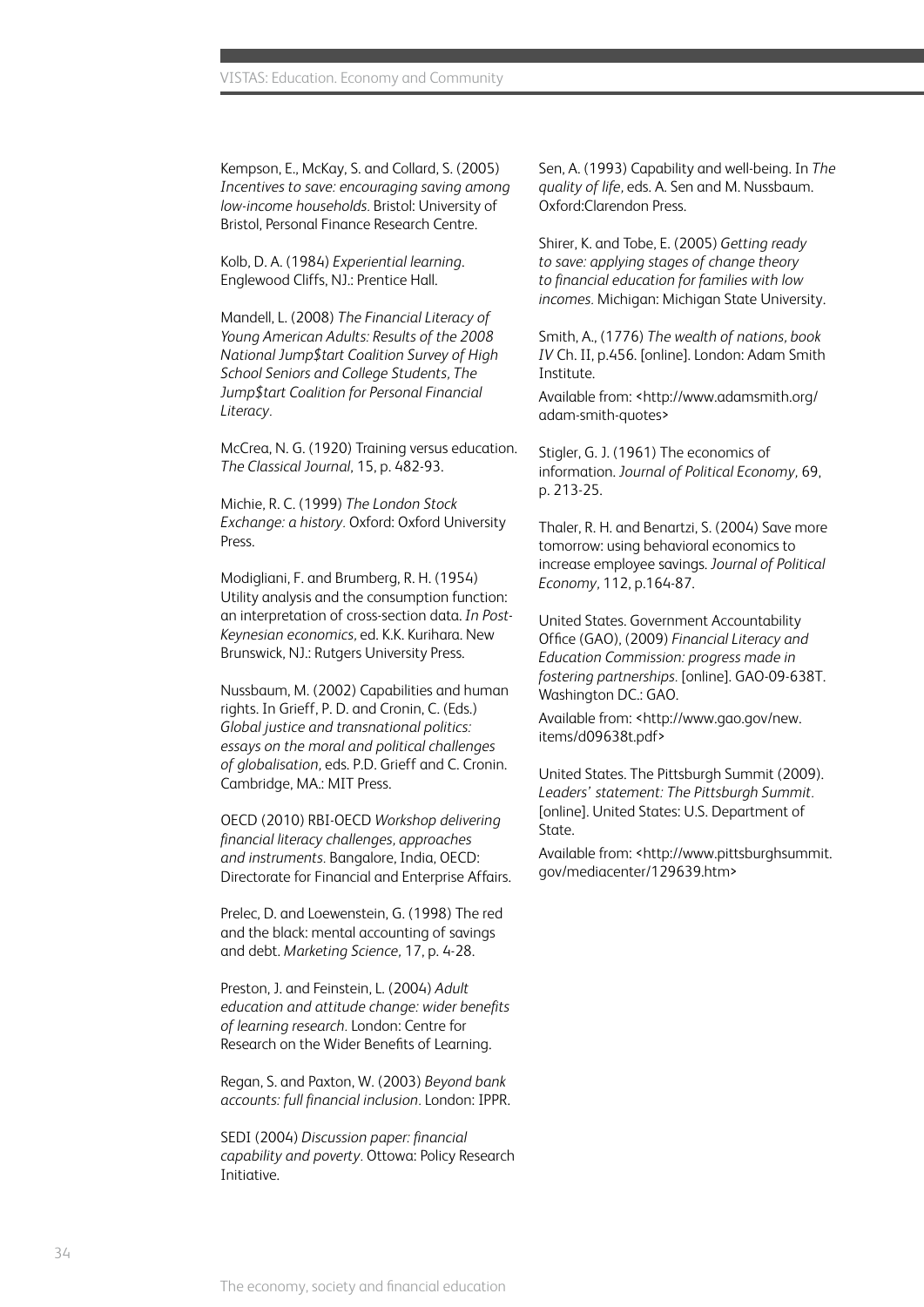Kempson, E., McKay, S. and Collard, S. (2005) *Incentives to save: encouraging saving among low-income households*. Bristol: University of Bristol, Personal Finance Research Centre.

Kolb, D. A. (1984) *Experiential learning*. Englewood Cliffs, NJ.: Prentice Hall.

Mandell, L. (2008) *The Financial Literacy of Young American Adults: Results of the 2008 National Jump$tart Coalition Survey of High School Seniors and College Students, The Jump$tart Coalition for Personal Financial Literacy*.

McCrea, N. G. (1920) Training versus education. *The Classical Journal*, 15, p. 482-93.

Michie, R. C. (1999) *The London Stock Exchange: a history*. Oxford: Oxford University Press.

Modigliani, F. and Brumberg, R. H. (1954) Utility analysis and the consumption function: an interpretation of cross-section data. *In Post-Keynesian economics*, ed. K.K. Kurihara. New Brunswick, NJ.: Rutgers University Press.

Nussbaum, M. (2002) Capabilities and human rights. In Grieff, P. D. and Cronin, C. (Eds.) *Global justice and transnational politics: essays on the moral and political challenges of globalisation*, eds. P.D. Grieff and C. Cronin. Cambridge, MA.: MIT Press.

OECD (2010) RBI-OECD *Workshop delivering financial literacy challenges, approaches and instruments*. Bangalore, India, OECD: Directorate for Financial and Enterprise Affairs.

Prelec, D. and Loewenstein, G. (1998) The red and the black: mental accounting of savings and debt. *Marketing Science*, 17, p. 4-28.

Preston, J. and Feinstein, L. (2004) *Adult education and attitude change: wider benefits of learning research*. London: Centre for Research on the Wider Benefits of Learning.

Regan, S. and Paxton, W. (2003) *Beyond bank accounts: full financial inclusion*. London: IPPR.

SEDI (2004) *Discussion paper: financial capability and poverty*. Ottowa: Policy Research Initiative.

Sen, A. (1993) Capability and well-being. In *The quality of life*, eds. A. Sen and M. Nussbaum. Oxford:Clarendon Press.

Shirer, K. and Tobe, E. (2005) *Getting ready to save: applying stages of change theory to financial education for families with low incomes*. Michigan: Michigan State University.

Smith, A., (1776) *The wealth of nations, book IV* Ch. II, p.456. [online]. London: Adam Smith Institute.

Available from: <http://www.adamsmith.org/adam-smith-quotes>

Stigler, G. J. (1961) The economics of information. *Journal of Political Economy*, 69, p. 213-25.

Thaler, R. H. and Benartzi, S. (2004) Save more tomorrow: using behavioral economics to increase employee savings. *Journal of Political Economy*, 112, p.164-87.

United States. Government Accountability Office (GAO), (2009) *Financial Literacy and Education Commission: progress made in fostering partnerships*. [online]. GAO-09-638T. Washington DC.: GAO.

Available from: <http://www.gao.gov/new.items/d09638t.pdf>

United States. The Pittsburgh Summit (2009). *Leaders' statement: The Pittsburgh Summit*. [online]. United States: U.S. Department of State.

Available from: <http://www.pittsburghsummit.gov/mediacenter/129639.htm>